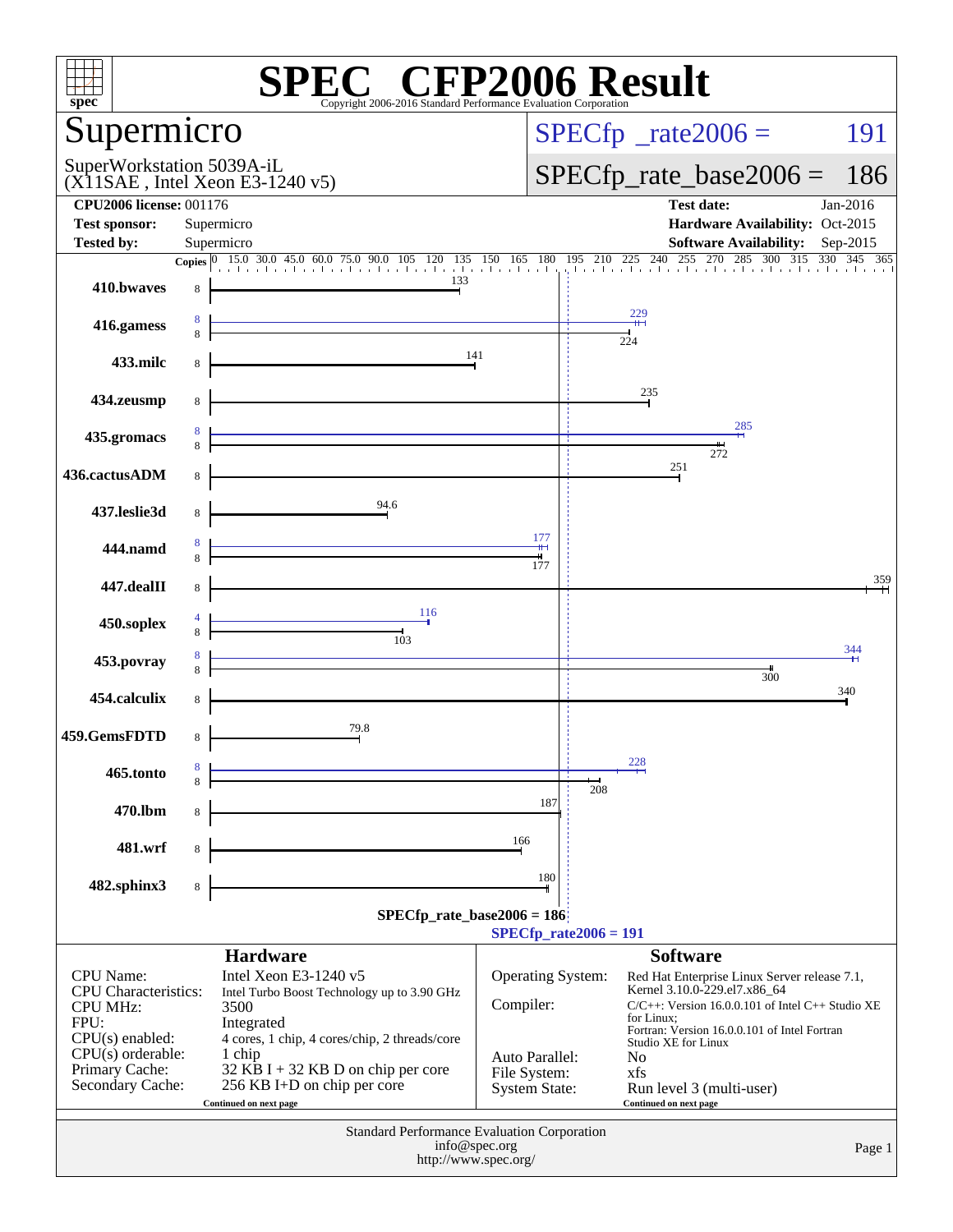# SPEC CFP2006 Result

Copyright 2006-2016 Standard Performance Evaluation Corporation

## Supermicro

SuperWorkstation 5039A-iL
(X11SAE , Intel Xeon E3-1240 v5)

SPECfp_rate2006 = 191

SPECfp_rate_base2006 = 186

| | | | |
|---|---|---|---|
| **CPU2006 license:** 001176 | | **Test date:** | Jan-2016 |
| **Test sponsor:** | Supermicro | **Hardware Availability:** | Oct-2015 |
| **Tested by:** | Supermicro | **Software Availability:** | Sep-2015 |

| Benchmark | Copies (peak) | Copies (base) | Peak | Base |
|---|---|---|---|---|
| 410.bwaves | | 8 | | 133 |
| 416.gamess | 8 | 8 | 229 | 224 |
| 433.milc | | 8 | | 141 |
| 434.zeusmp | | 8 | | 235 |
| 435.gromacs | 8 | 8 | 285 | 272 |
| 436.cactusADM | | 8 | | 251 |
| 437.leslie3d | | 8 | | 94.6 |
| 444.namd | 8 | 8 | 177 | 177 |
| 447.dealII | | 8 | | 359 |
| 450.soplex | 4 | 8 | 116 | 103 |
| 453.povray | 8 | 8 | 344 | 300 |
| 454.calculix | | 8 | | 340 |
| 459.GemsFDTD | | 8 | | 79.8 |
| 465.tonto | 8 | 8 | 228 | 208 |
| 470.lbm | | 8 | | 187 |
| 481.wrf | | 8 | | 166 |
| 482.sphinx3 | | 8 | | 180 |

SPECfp_rate_base2006 = 186

SPECfp_rate2006 = 191

### Hardware

| | |
|---|---|
| CPU Name: | Intel Xeon E3-1240 v5 |
| CPU Characteristics: | Intel Turbo Boost Technology up to 3.90 GHz |
| CPU MHz: | 3500 |
| FPU: | Integrated |
| CPU(s) enabled: | 4 cores, 1 chip, 4 cores/chip, 2 threads/core |
| CPU(s) orderable: | 1 chip |
| Primary Cache: | 32 KB I + 32 KB D on chip per core |
| Secondary Cache: | 256 KB I+D on chip per core |

Continued on next page

### Software

| | |
|---|---|
| Operating System: | Red Hat Enterprise Linux Server release 7.1, Kernel 3.10.0-229.el7.x86_64 |
| Compiler: | C/C++: Version 16.0.0.101 of Intel C++ Studio XE for Linux; Fortran: Version 16.0.0.101 of Intel Fortran Studio XE for Linux |
| Auto Parallel: | No |
| File System: | xfs |
| System State: | Run level 3 (multi-user) |

Continued on next page

Standard Performance Evaluation Corporation
info@spec.org
http://www.spec.org/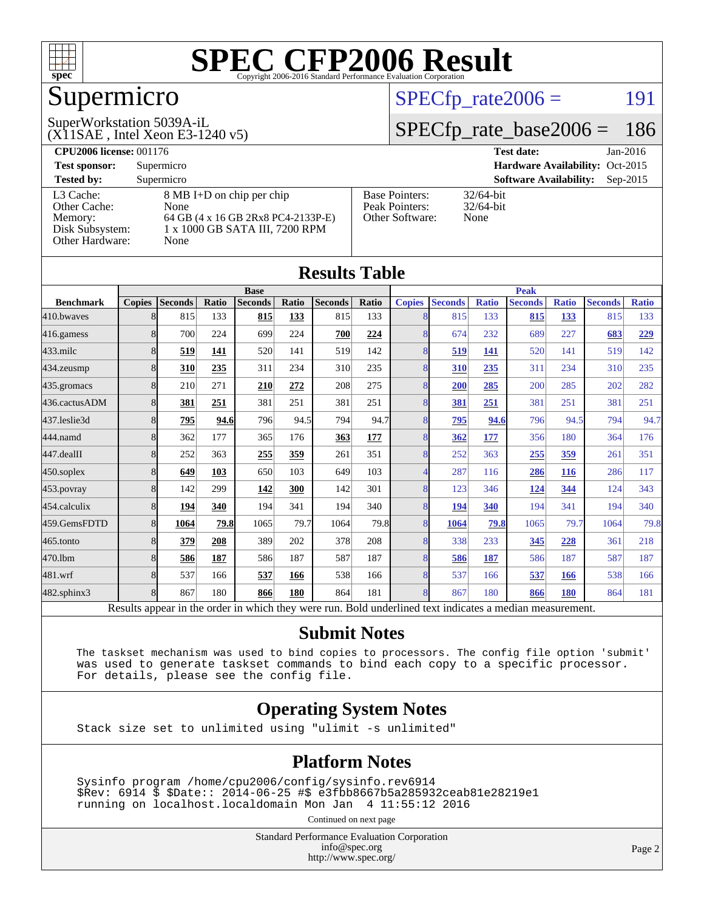# SPEC CFP2006 Result

Copyright 2006-2016 Standard Performance Evaluation Corporation

## Supermicro

SuperWorkstation 5039A-iL
(X11SAE , Intel Xeon E3-1240 v5)

SPECfp_rate2006 = 191

SPECfp_rate_base2006 = 186

**CPU2006 license:** 001176
**Test sponsor:** Supermicro
**Tested by:** Supermicro

**Test date:** Jan-2016
**Hardware Availability:** Oct-2015
**Software Availability:** Sep-2015

| | |
|---|---|
| L3 Cache: | 8 MB I+D on chip per chip |
| Other Cache: | None |
| Memory: | 64 GB (4 x 16 GB 2Rx8 PC4-2133P-E) |
| Disk Subsystem: | 1 x 1000 GB SATA III, 7200 RPM |
| Other Hardware: | None |

| | |
|---|---|
| Base Pointers: | 32/64-bit |
| Peak Pointers: | 32/64-bit |
| Other Software: | None |

## Results Table

| | Base | | | | | | | Peak | | | | | | |
|---|---|---|---|---|---|---|---|---|---|---|---|---|---|---|
| **Benchmark** | **Copies** | **Seconds** | **Ratio** | **Seconds** | **Ratio** | **Seconds** | **Ratio** | **Copies** | **Seconds** | **Ratio** | **Seconds** | **Ratio** | **Seconds** | **Ratio** |
| 410.bwaves | 8 | 815 | 133 | **815** | **133** | 815 | 133 | 8 | 815 | 133 | **815** | **133** | 815 | 133 |
| 416.gamess | 8 | 700 | 224 | 699 | 224 | **700** | **224** | 8 | 674 | 232 | 689 | 227 | **683** | **229** |
| 433.milc | 8 | **519** | **141** | 520 | 141 | 519 | 142 | 8 | **519** | **141** | 520 | 141 | 519 | 142 |
| 434.zeusmp | 8 | **310** | **235** | 311 | 234 | 310 | 235 | 8 | **310** | **235** | 311 | 234 | 310 | 235 |
| 435.gromacs | 8 | 210 | 271 | **210** | **272** | 208 | 275 | 8 | **200** | **285** | 200 | 285 | 202 | 282 |
| 436.cactusADM | 8 | **381** | **251** | 381 | 251 | 381 | 251 | 8 | **381** | **251** | 381 | 251 | 381 | 251 |
| 437.leslie3d | 8 | **795** | **94.6** | 796 | 94.5 | 794 | 94.7 | 8 | **795** | **94.6** | 796 | 94.5 | 794 | 94.7 |
| 444.namd | 8 | 362 | 177 | 365 | 176 | **363** | **177** | 8 | **362** | **177** | 356 | 180 | 364 | 176 |
| 447.dealII | 8 | 252 | 363 | **255** | **359** | 261 | 351 | 8 | 252 | 363 | **255** | **359** | 261 | 351 |
| 450.soplex | 8 | **649** | **103** | 650 | 103 | 649 | 103 | 4 | 287 | 116 | **286** | **116** | 286 | 117 |
| 453.povray | 8 | 142 | 299 | **142** | **300** | 142 | 301 | 8 | 123 | 346 | **124** | **344** | 124 | 343 |
| 454.calculix | 8 | **194** | **340** | 194 | 341 | 194 | 340 | 8 | **194** | **340** | 194 | 341 | 194 | 340 |
| 459.GemsFDTD | 8 | **1064** | **79.8** | 1065 | 79.7 | 1064 | 79.8 | 8 | **1064** | **79.8** | 1065 | 79.7 | 1064 | 79.8 |
| 465.tonto | 8 | **379** | **208** | 389 | 202 | 378 | 208 | 8 | 338 | 233 | **345** | **228** | 361 | 218 |
| 470.lbm | 8 | **586** | **187** | 586 | 187 | 587 | 187 | 8 | **586** | **187** | 586 | 187 | 587 | 187 |
| 481.wrf | 8 | 537 | 166 | **537** | **166** | 538 | 166 | 8 | 537 | 166 | **537** | **166** | 538 | 166 |
| 482.sphinx3 | 8 | 867 | 180 | **866** | **180** | 864 | 181 | 8 | 867 | 180 | **866** | **180** | 864 | 181 |

Results appear in the order in which they were run. Bold underlined text indicates a median measurement.

## Submit Notes

```
The taskset mechanism was used to bind copies to processors. The config file option 'submit'
was used to generate taskset commands to bind each copy to a specific processor.
For details, please see the config file.
```

## Operating System Notes

```
Stack size set to unlimited using "ulimit -s unlimited"
```

## Platform Notes

```
Sysinfo program /home/cpu2006/config/sysinfo.rev6914
$Rev: 6914 $ $Date:: 2014-06-25 #$ e3fbb8667b5a285932ceab81e28219e1
running on localhost.localdomain Mon Jan  4 11:55:12 2016
```

Continued on next page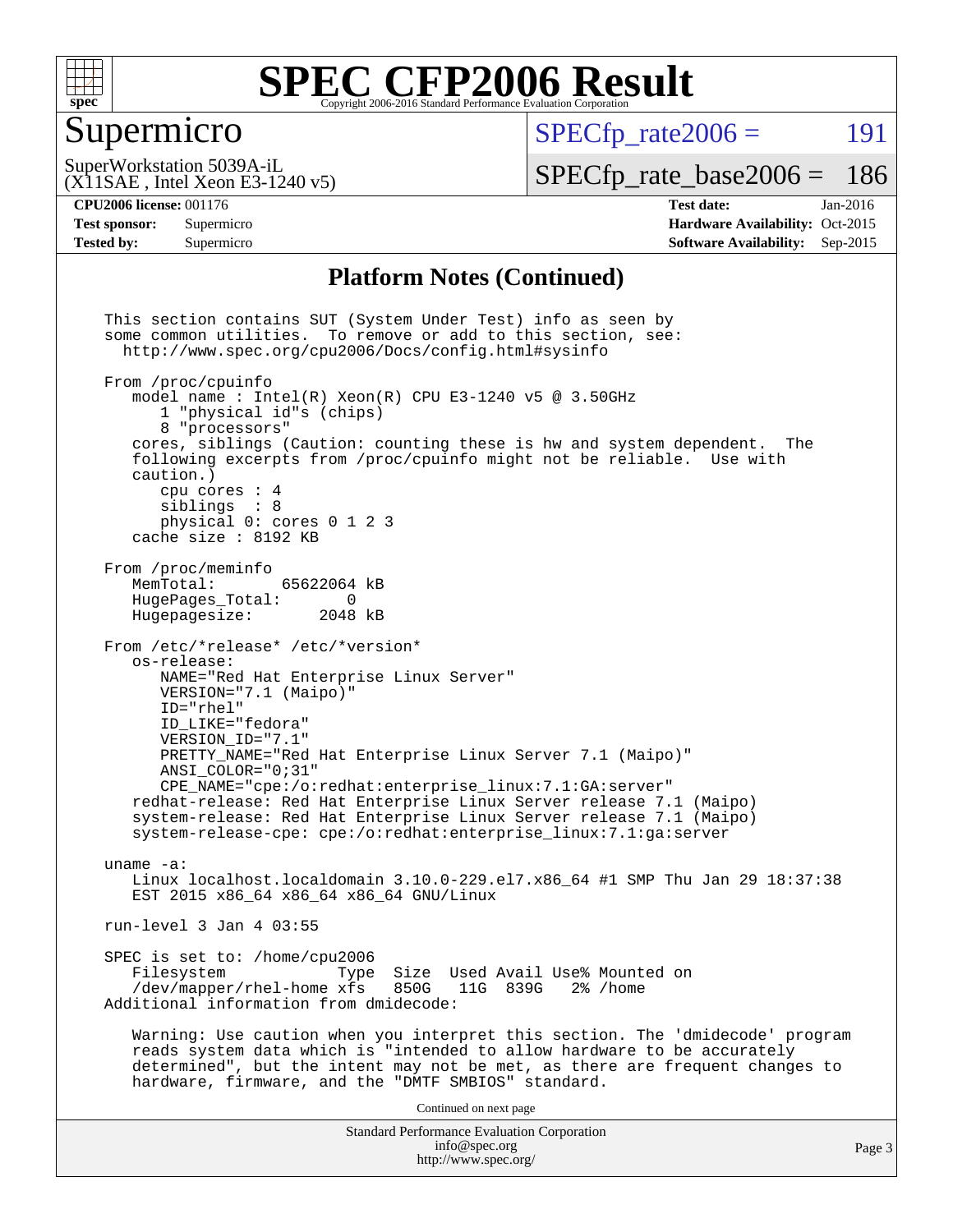# SPEC CFP2006 Result

Copyright 2006-2016 Standard Performance Evaluation Corporation

## Supermicro

SuperWorkstation 5039A-iL
(X11SAE , Intel Xeon E3-1240 v5)

SPECfp_rate2006 = 191

SPECfp_rate_base2006 = 186

**CPU2006 license:** 001176
**Test sponsor:** Supermicro
**Tested by:** Supermicro

**Test date:** Jan-2016
**Hardware Availability:** Oct-2015
**Software Availability:** Sep-2015

### Platform Notes (Continued)

```
This section contains SUT (System Under Test) info as seen by
some common utilities.  To remove or add to this section, see:
  http://www.spec.org/cpu2006/Docs/config.html#sysinfo

From /proc/cpuinfo
   model name : Intel(R) Xeon(R) CPU E3-1240 v5 @ 3.50GHz
      1 "physical id"s (chips)
      8 "processors"
   cores, siblings (Caution: counting these is hw and system dependent.  The
   following excerpts from /proc/cpuinfo might not be reliable.  Use with
   caution.)
      cpu cores : 4
      siblings  : 8
      physical 0: cores 0 1 2 3
   cache size : 8192 KB

From /proc/meminfo
   MemTotal:       65622064 kB
   HugePages_Total:       0
   Hugepagesize:       2048 kB

From /etc/*release* /etc/*version*
   os-release:
      NAME="Red Hat Enterprise Linux Server"
      VERSION="7.1 (Maipo)"
      ID="rhel"
      ID_LIKE="fedora"
      VERSION_ID="7.1"
      PRETTY_NAME="Red Hat Enterprise Linux Server 7.1 (Maipo)"
      ANSI_COLOR="0;31"
      CPE_NAME="cpe:/o:redhat:enterprise_linux:7.1:GA:server"
   redhat-release: Red Hat Enterprise Linux Server release 7.1 (Maipo)
   system-release: Red Hat Enterprise Linux Server release 7.1 (Maipo)
   system-release-cpe: cpe:/o:redhat:enterprise_linux:7.1:ga:server

uname -a:
   Linux localhost.localdomain 3.10.0-229.el7.x86_64 #1 SMP Thu Jan 29 18:37:38
   EST 2015 x86_64 x86_64 x86_64 GNU/Linux

run-level 3 Jan 4 03:55

SPEC is set to: /home/cpu2006
   Filesystem            Type  Size  Used Avail Use% Mounted on
   /dev/mapper/rhel-home xfs   850G   11G  839G   2% /home
Additional information from dmidecode:

   Warning: Use caution when you interpret this section. The 'dmidecode' program
   reads system data which is "intended to allow hardware to be accurately
   determined", but the intent may not be met, as there are frequent changes to
   hardware, firmware, and the "DMTF SMBIOS" standard.
```

Continued on next page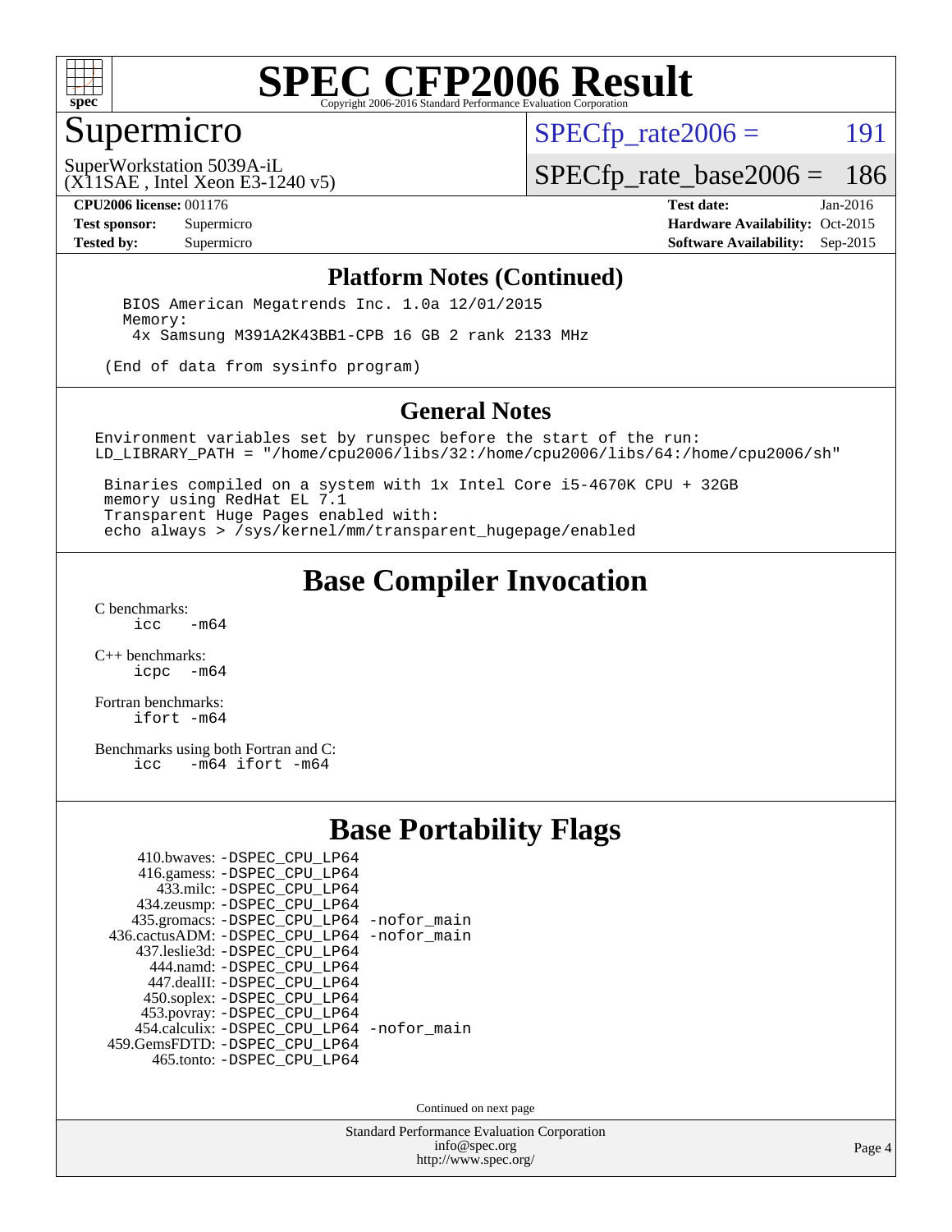# SPEC CFP2006 Result

## Supermicro

SuperWorkstation 5039A-iL
(X11SAE , Intel Xeon E3-1240 v5)

SPECfp_rate2006 = 191

SPECfp_rate_base2006 = 186

**CPU2006 license:** 001176
**Test sponsor:** Supermicro
**Tested by:** Supermicro

**Test date:** Jan-2016
**Hardware Availability:** Oct-2015
**Software Availability:** Sep-2015

## Platform Notes (Continued)

```
BIOS American Megatrends Inc. 1.0a 12/01/2015
Memory:
 4x Samsung M391A2K43BB1-CPB 16 GB 2 rank 2133 MHz

(End of data from sysinfo program)
```

## General Notes

```
Environment variables set by runspec before the start of the run:
LD_LIBRARY_PATH = "/home/cpu2006/libs/32:/home/cpu2006/libs/64:/home/cpu2006/sh"

 Binaries compiled on a system with 1x Intel Core i5-4670K CPU + 32GB
 memory using RedHat EL 7.1
 Transparent Huge Pages enabled with:
 echo always > /sys/kernel/mm/transparent_hugepage/enabled
```

## Base Compiler Invocation

C benchmarks:
    icc -m64

C++ benchmarks:
    icpc -m64

Fortran benchmarks:
    ifort -m64

Benchmarks using both Fortran and C:
    icc -m64 ifort -m64

## Base Portability Flags

| | |
|---|---|
| 410.bwaves: | -DSPEC_CPU_LP64 |
| 416.gamess: | -DSPEC_CPU_LP64 |
| 433.milc: | -DSPEC_CPU_LP64 |
| 434.zeusmp: | -DSPEC_CPU_LP64 |
| 435.gromacs: | -DSPEC_CPU_LP64 -nofor_main |
| 436.cactusADM: | -DSPEC_CPU_LP64 -nofor_main |
| 437.leslie3d: | -DSPEC_CPU_LP64 |
| 444.namd: | -DSPEC_CPU_LP64 |
| 447.dealII: | -DSPEC_CPU_LP64 |
| 450.soplex: | -DSPEC_CPU_LP64 |
| 453.povray: | -DSPEC_CPU_LP64 |
| 454.calculix: | -DSPEC_CPU_LP64 -nofor_main |
| 459.GemsFDTD: | -DSPEC_CPU_LP64 |
| 465.tonto: | -DSPEC_CPU_LP64 |

Continued on next page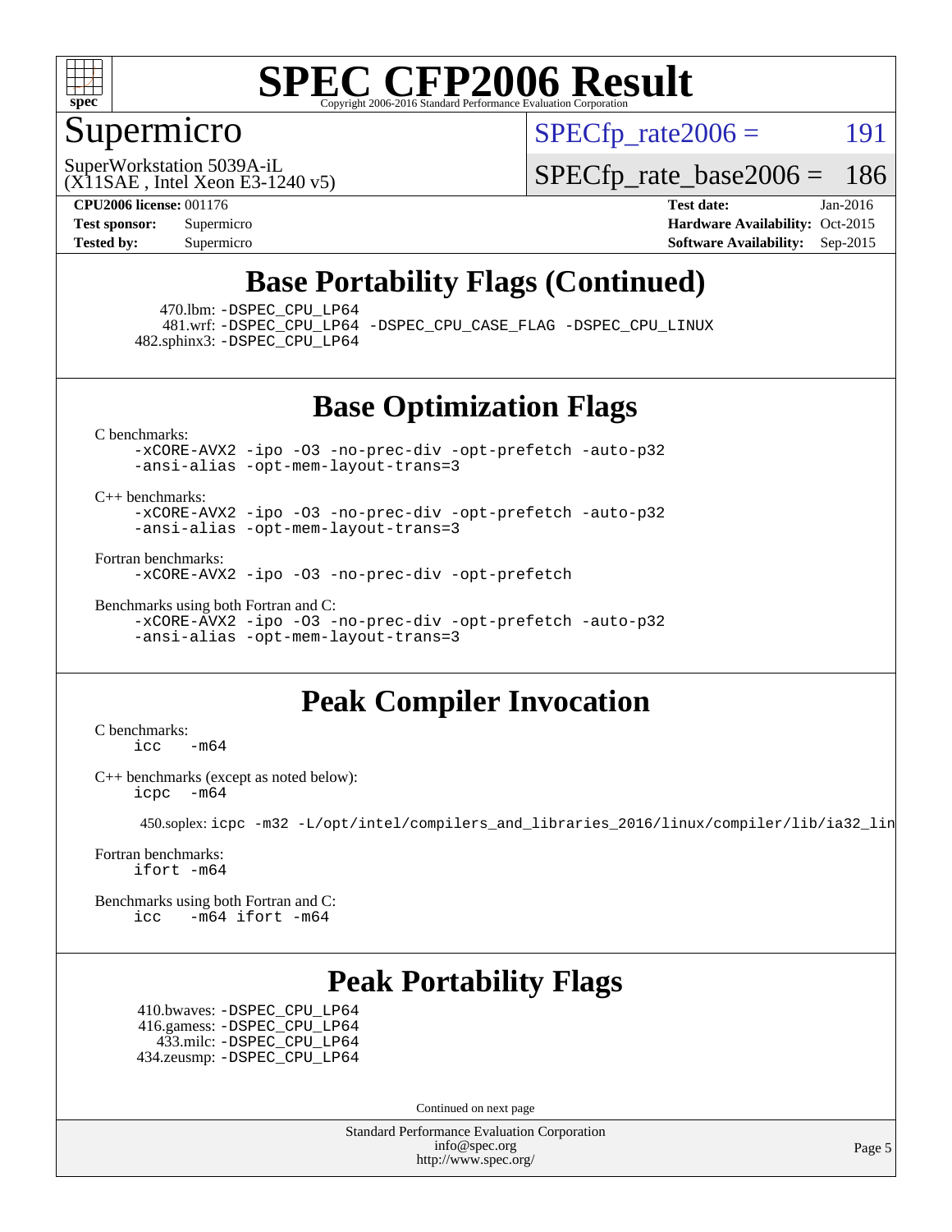# SPEC CFP2006 Result

Copyright 2006-2016 Standard Performance Evaluation Corporation

## Supermicro

SuperWorkstation 5039A-iL
(X11SAE , Intel Xeon E3-1240 v5)

SPECfp_rate2006 = 191

SPECfp_rate_base2006 = 186

**CPU2006 license:** 001176
**Test sponsor:** Supermicro
**Tested by:** Supermicro

**Test date:** Jan-2016
**Hardware Availability:** Oct-2015
**Software Availability:** Sep-2015

## Base Portability Flags (Continued)

470.lbm: -DSPEC_CPU_LP64
481.wrf: -DSPEC_CPU_LP64 -DSPEC_CPU_CASE_FLAG -DSPEC_CPU_LINUX
482.sphinx3: -DSPEC_CPU_LP64

## Base Optimization Flags

C benchmarks:
```
-xCORE-AVX2 -ipo -O3 -no-prec-div -opt-prefetch -auto-p32
-ansi-alias -opt-mem-layout-trans=3
```

C++ benchmarks:
```
-xCORE-AVX2 -ipo -O3 -no-prec-div -opt-prefetch -auto-p32
-ansi-alias -opt-mem-layout-trans=3
```

Fortran benchmarks:
```
-xCORE-AVX2 -ipo -O3 -no-prec-div -opt-prefetch
```

Benchmarks using both Fortran and C:
```
-xCORE-AVX2 -ipo -O3 -no-prec-div -opt-prefetch -auto-p32
-ansi-alias -opt-mem-layout-trans=3
```

## Peak Compiler Invocation

C benchmarks:
```
icc   -m64
```

C++ benchmarks (except as noted below):
```
icpc  -m64
```

450.soplex: icpc -m32 -L/opt/intel/compilers_and_libraries_2016/linux/compiler/lib/ia32_lin

Fortran benchmarks:
```
ifort -m64
```

Benchmarks using both Fortran and C:
```
icc   -m64 ifort -m64
```

## Peak Portability Flags

410.bwaves: -DSPEC_CPU_LP64
416.gamess: -DSPEC_CPU_LP64
433.milc: -DSPEC_CPU_LP64
434.zeusmp: -DSPEC_CPU_LP64

Continued on next page

Standard Performance Evaluation Corporation
info@spec.org
http://www.spec.org/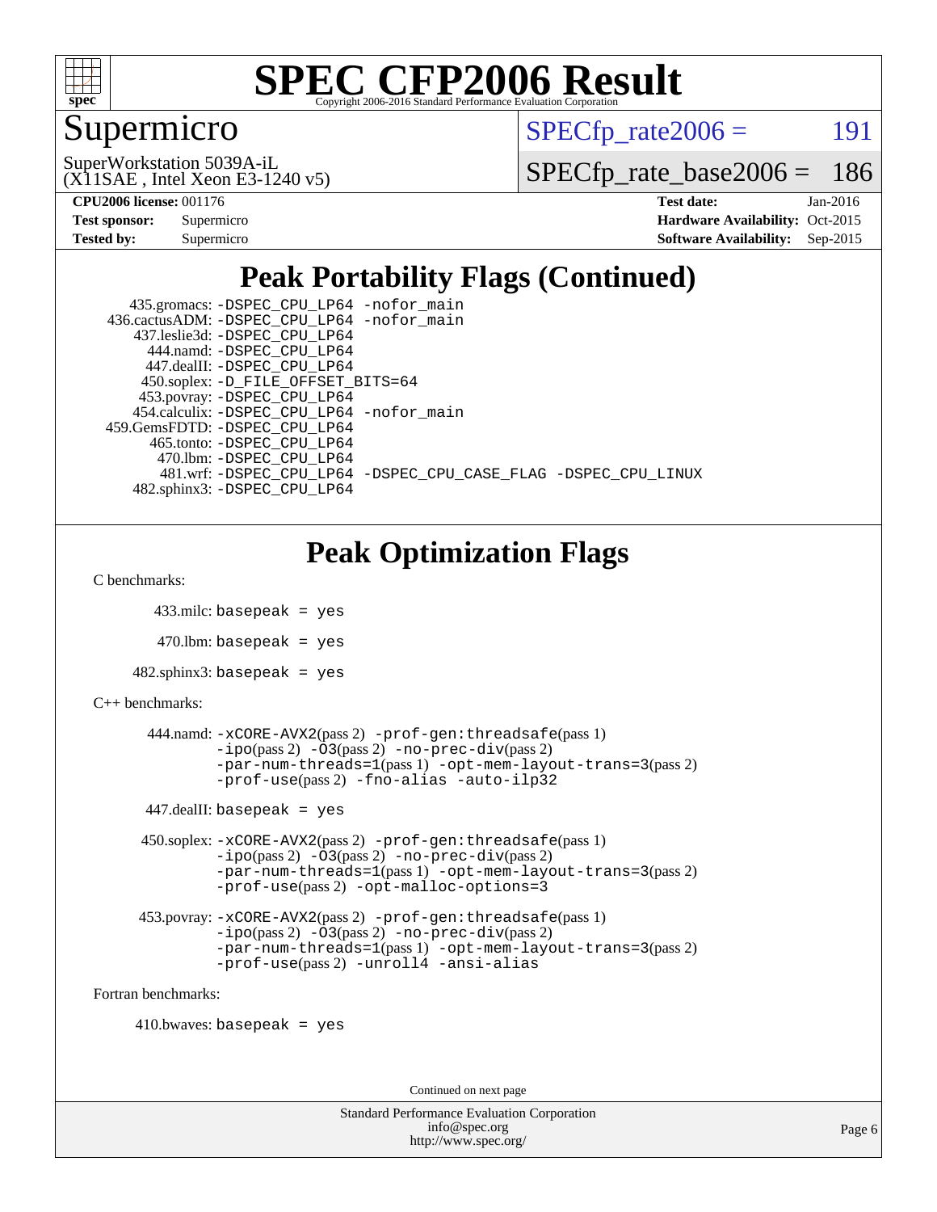# SPEC CFP2006 Result

Copyright 2006-2016 Standard Performance Evaluation Corporation

## Supermicro

SuperWorkstation 5039A-iL
(X11SAE , Intel Xeon E3-1240 v5)

SPECfp_rate2006 = 191

SPECfp_rate_base2006 = 186

**CPU2006 license:** 001176
**Test sponsor:** Supermicro
**Tested by:** Supermicro

**Test date:** Jan-2016
**Hardware Availability:** Oct-2015
**Software Availability:** Sep-2015

## Peak Portability Flags (Continued)

435.gromacs: -DSPEC_CPU_LP64 -nofor_main
436.cactusADM: -DSPEC_CPU_LP64 -nofor_main
437.leslie3d: -DSPEC_CPU_LP64
444.namd: -DSPEC_CPU_LP64
447.dealII: -DSPEC_CPU_LP64
450.soplex: -D_FILE_OFFSET_BITS=64
453.povray: -DSPEC_CPU_LP64
454.calculix: -DSPEC_CPU_LP64 -nofor_main
459.GemsFDTD: -DSPEC_CPU_LP64
465.tonto: -DSPEC_CPU_LP64
470.lbm: -DSPEC_CPU_LP64
481.wrf: -DSPEC_CPU_LP64 -DSPEC_CPU_CASE_FLAG -DSPEC_CPU_LINUX
482.sphinx3: -DSPEC_CPU_LP64

## Peak Optimization Flags

C benchmarks:

433.milc: basepeak = yes

470.lbm: basepeak = yes

482.sphinx3: basepeak = yes

C++ benchmarks:

444.namd: -xCORE-AVX2(pass 2) -prof-gen:threadsafe(pass 1) -ipo(pass 2) -O3(pass 2) -no-prec-div(pass 2) -par-num-threads=1(pass 1) -opt-mem-layout-trans=3(pass 2) -prof-use(pass 2) -fno-alias -auto-ilp32

447.dealII: basepeak = yes

450.soplex: -xCORE-AVX2(pass 2) -prof-gen:threadsafe(pass 1) -ipo(pass 2) -O3(pass 2) -no-prec-div(pass 2) -par-num-threads=1(pass 1) -opt-mem-layout-trans=3(pass 2) -prof-use(pass 2) -opt-malloc-options=3

453.povray: -xCORE-AVX2(pass 2) -prof-gen:threadsafe(pass 1) -ipo(pass 2) -O3(pass 2) -no-prec-div(pass 2) -par-num-threads=1(pass 1) -opt-mem-layout-trans=3(pass 2) -prof-use(pass 2) -unroll4 -ansi-alias

Fortran benchmarks:

410.bwaves: basepeak = yes

Continued on next page

Standard Performance Evaluation Corporation
info@spec.org
http://www.spec.org/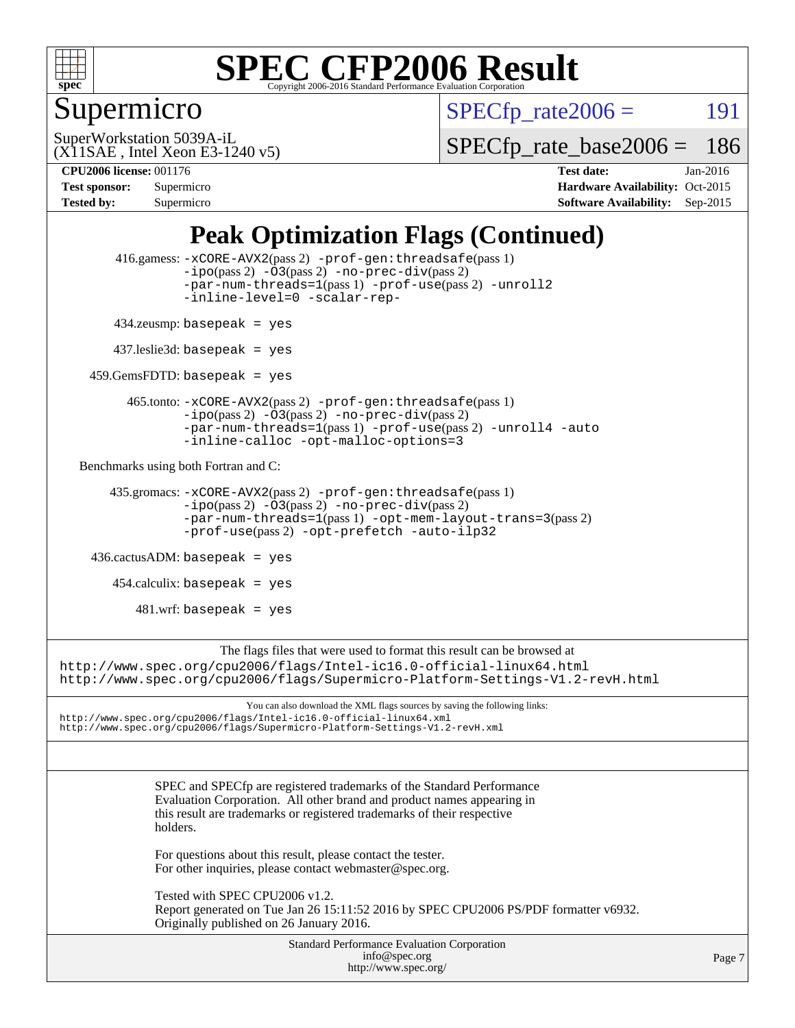# SPEC CFP2006 Result

Copyright 2006-2016 Standard Performance Evaluation Corporation

## Supermicro

SuperWorkstation 5039A-iL
(X11SAE , Intel Xeon E3-1240 v5)

SPECfp_rate2006 = 191

SPECfp_rate_base2006 = 186

**CPU2006 license:** 001176
**Test sponsor:** Supermicro
**Tested by:** Supermicro

**Test date:** Jan-2016
**Hardware Availability:** Oct-2015
**Software Availability:** Sep-2015

## Peak Optimization Flags (Continued)

416.gamess: -xCORE-AVX2(pass 2) -prof-gen:threadsafe(pass 1) -ipo(pass 2) -O3(pass 2) -no-prec-div(pass 2) -par-num-threads=1(pass 1) -prof-use(pass 2) -unroll2 -inline-level=0 -scalar-rep-

434.zeusmp: basepeak = yes

437.leslie3d: basepeak = yes

459.GemsFDTD: basepeak = yes

465.tonto: -xCORE-AVX2(pass 2) -prof-gen:threadsafe(pass 1) -ipo(pass 2) -O3(pass 2) -no-prec-div(pass 2) -par-num-threads=1(pass 1) -prof-use(pass 2) -unroll4 -auto -inline-calloc -opt-malloc-options=3

Benchmarks using both Fortran and C:

435.gromacs: -xCORE-AVX2(pass 2) -prof-gen:threadsafe(pass 1) -ipo(pass 2) -O3(pass 2) -no-prec-div(pass 2) -par-num-threads=1(pass 1) -opt-mem-layout-trans=3(pass 2) -prof-use(pass 2) -opt-prefetch -auto-ilp32

436.cactusADM: basepeak = yes

454.calculix: basepeak = yes

481.wrf: basepeak = yes

The flags files that were used to format this result can be browsed at
http://www.spec.org/cpu2006/flags/Intel-ic16.0-official-linux64.html
http://www.spec.org/cpu2006/flags/Supermicro-Platform-Settings-V1.2-revH.html

You can also download the XML flags sources by saving the following links:
http://www.spec.org/cpu2006/flags/Intel-ic16.0-official-linux64.xml
http://www.spec.org/cpu2006/flags/Supermicro-Platform-Settings-V1.2-revH.xml

SPEC and SPECfp are registered trademarks of the Standard Performance Evaluation Corporation. All other brand and product names appearing in this result are trademarks or registered trademarks of their respective holders.

For questions about this result, please contact the tester.
For other inquiries, please contact webmaster@spec.org.

Tested with SPEC CPU2006 v1.2.
Report generated on Tue Jan 26 15:11:52 2016 by SPEC CPU2006 PS/PDF formatter v6932.
Originally published on 26 January 2016.

Standard Performance Evaluation Corporation
info@spec.org
http://www.spec.org/